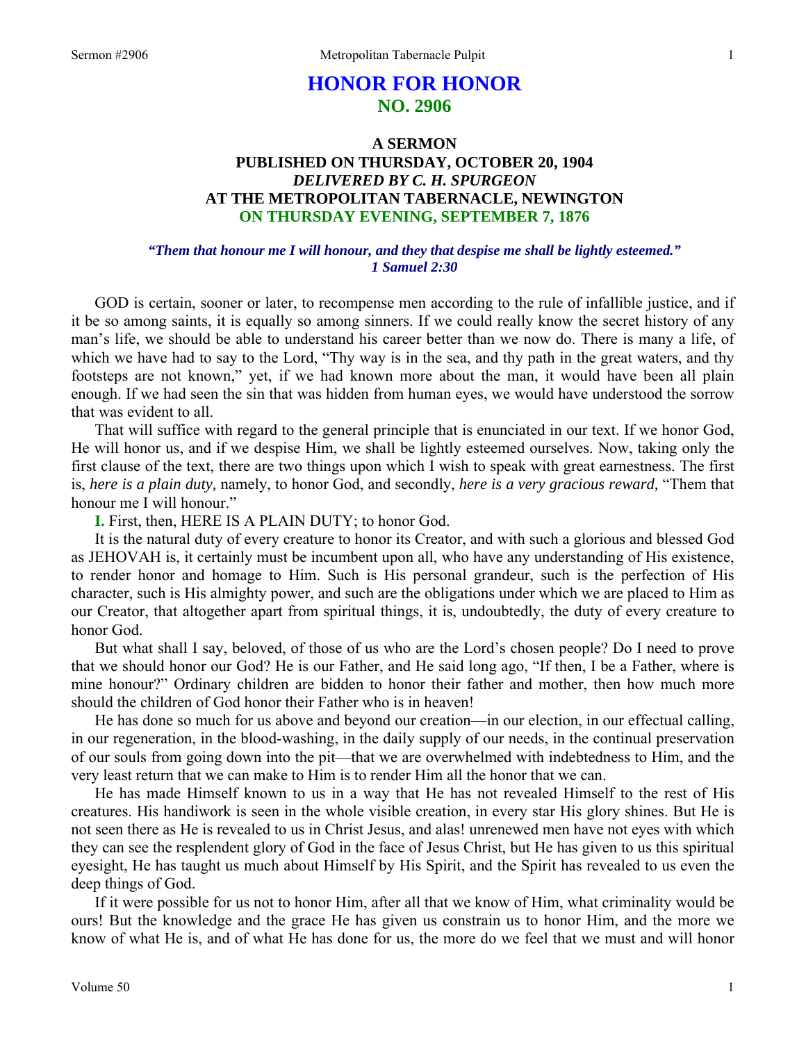# HONOR FOR HONOR
## NO. 2906

### A SERMON
### PUBLISHED ON THURSDAY, OCTOBER 20, 1904
### *DELIVERED BY C. H. SPURGEON*
### AT THE METROPOLITAN TABERNACLE, NEWINGTON
### ON THURSDAY EVENING, SEPTEMBER 7, 1876

***"Them that honour me I will honour, and they that despise me shall be lightly esteemed."***
***1 Samuel 2:30***

GOD is certain, sooner or later, to recompense men according to the rule of infallible justice, and if it be so among saints, it is equally so among sinners. If we could really know the secret history of any man's life, we should be able to understand his career better than we now do. There is many a life, of which we have had to say to the Lord, "Thy way is in the sea, and thy path in the great waters, and thy footsteps are not known," yet, if we had known more about the man, it would have been all plain enough. If we had seen the sin that was hidden from human eyes, we would have understood the sorrow that was evident to all.

That will suffice with regard to the general principle that is enunciated in our text. If we honor God, He will honor us, and if we despise Him, we shall be lightly esteemed ourselves. Now, taking only the first clause of the text, there are two things upon which I wish to speak with great earnestness. The first is, *here is a plain duty,* namely, to honor God, and secondly, *here is a very gracious reward,* "Them that honour me I will honour."

**I.** First, then, HERE IS A PLAIN DUTY; to honor God.

It is the natural duty of every creature to honor its Creator, and with such a glorious and blessed God as JEHOVAH is, it certainly must be incumbent upon all, who have any understanding of His existence, to render honor and homage to Him. Such is His personal grandeur, such is the perfection of His character, such is His almighty power, and such are the obligations under which we are placed to Him as our Creator, that altogether apart from spiritual things, it is, undoubtedly, the duty of every creature to honor God.

But what shall I say, beloved, of those of us who are the Lord's chosen people? Do I need to prove that we should honor our God? He is our Father, and He said long ago, "If then, I be a Father, where is mine honour?" Ordinary children are bidden to honor their father and mother, then how much more should the children of God honor their Father who is in heaven!

He has done so much for us above and beyond our creation—in our election, in our effectual calling, in our regeneration, in the blood-washing, in the daily supply of our needs, in the continual preservation of our souls from going down into the pit—that we are overwhelmed with indebtedness to Him, and the very least return that we can make to Him is to render Him all the honor that we can.

He has made Himself known to us in a way that He has not revealed Himself to the rest of His creatures. His handiwork is seen in the whole visible creation, in every star His glory shines. But He is not seen there as He is revealed to us in Christ Jesus, and alas! unrenewed men have not eyes with which they can see the resplendent glory of God in the face of Jesus Christ, but He has given to us this spiritual eyesight, He has taught us much about Himself by His Spirit, and the Spirit has revealed to us even the deep things of God.

If it were possible for us not to honor Him, after all that we know of Him, what criminality would be ours! But the knowledge and the grace He has given us constrain us to honor Him, and the more we know of what He is, and of what He has done for us, the more do we feel that we must and will honor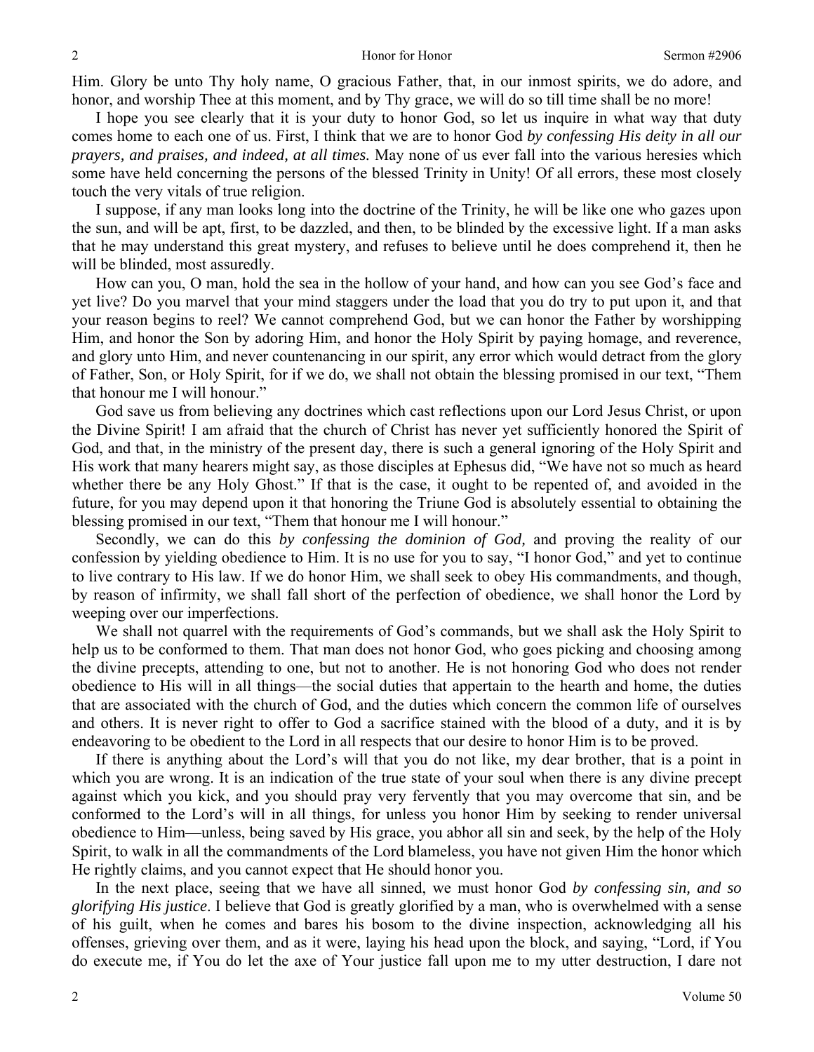Him. Glory be unto Thy holy name, O gracious Father, that, in our inmost spirits, we do adore, and honor, and worship Thee at this moment, and by Thy grace, we will do so till time shall be no more!

I hope you see clearly that it is your duty to honor God, so let us inquire in what way that duty comes home to each one of us. First, I think that we are to honor God *by confessing His deity in all our prayers, and praises, and indeed, at all times.* May none of us ever fall into the various heresies which some have held concerning the persons of the blessed Trinity in Unity! Of all errors, these most closely touch the very vitals of true religion.

I suppose, if any man looks long into the doctrine of the Trinity, he will be like one who gazes upon the sun, and will be apt, first, to be dazzled, and then, to be blinded by the excessive light. If a man asks that he may understand this great mystery, and refuses to believe until he does comprehend it, then he will be blinded, most assuredly.

How can you, O man, hold the sea in the hollow of your hand, and how can you see God's face and yet live? Do you marvel that your mind staggers under the load that you do try to put upon it, and that your reason begins to reel? We cannot comprehend God, but we can honor the Father by worshipping Him, and honor the Son by adoring Him, and honor the Holy Spirit by paying homage, and reverence, and glory unto Him, and never countenancing in our spirit, any error which would detract from the glory of Father, Son, or Holy Spirit, for if we do, we shall not obtain the blessing promised in our text, "Them that honour me I will honour."

God save us from believing any doctrines which cast reflections upon our Lord Jesus Christ, or upon the Divine Spirit! I am afraid that the church of Christ has never yet sufficiently honored the Spirit of God, and that, in the ministry of the present day, there is such a general ignoring of the Holy Spirit and His work that many hearers might say, as those disciples at Ephesus did, "We have not so much as heard whether there be any Holy Ghost." If that is the case, it ought to be repented of, and avoided in the future, for you may depend upon it that honoring the Triune God is absolutely essential to obtaining the blessing promised in our text, "Them that honour me I will honour."

Secondly, we can do this *by confessing the dominion of God,* and proving the reality of our confession by yielding obedience to Him. It is no use for you to say, "I honor God," and yet to continue to live contrary to His law. If we do honor Him, we shall seek to obey His commandments, and though, by reason of infirmity, we shall fall short of the perfection of obedience, we shall honor the Lord by weeping over our imperfections.

We shall not quarrel with the requirements of God's commands, but we shall ask the Holy Spirit to help us to be conformed to them. That man does not honor God, who goes picking and choosing among the divine precepts, attending to one, but not to another. He is not honoring God who does not render obedience to His will in all things—the social duties that appertain to the hearth and home, the duties that are associated with the church of God, and the duties which concern the common life of ourselves and others. It is never right to offer to God a sacrifice stained with the blood of a duty, and it is by endeavoring to be obedient to the Lord in all respects that our desire to honor Him is to be proved.

If there is anything about the Lord's will that you do not like, my dear brother, that is a point in which you are wrong. It is an indication of the true state of your soul when there is any divine precept against which you kick, and you should pray very fervently that you may overcome that sin, and be conformed to the Lord's will in all things, for unless you honor Him by seeking to render universal obedience to Him—unless, being saved by His grace, you abhor all sin and seek, by the help of the Holy Spirit, to walk in all the commandments of the Lord blameless, you have not given Him the honor which He rightly claims, and you cannot expect that He should honor you.

In the next place, seeing that we have all sinned, we must honor God *by confessing sin, and so glorifying His justice*. I believe that God is greatly glorified by a man, who is overwhelmed with a sense of his guilt, when he comes and bares his bosom to the divine inspection, acknowledging all his offenses, grieving over them, and as it were, laying his head upon the block, and saying, "Lord, if You do execute me, if You do let the axe of Your justice fall upon me to my utter destruction, I dare not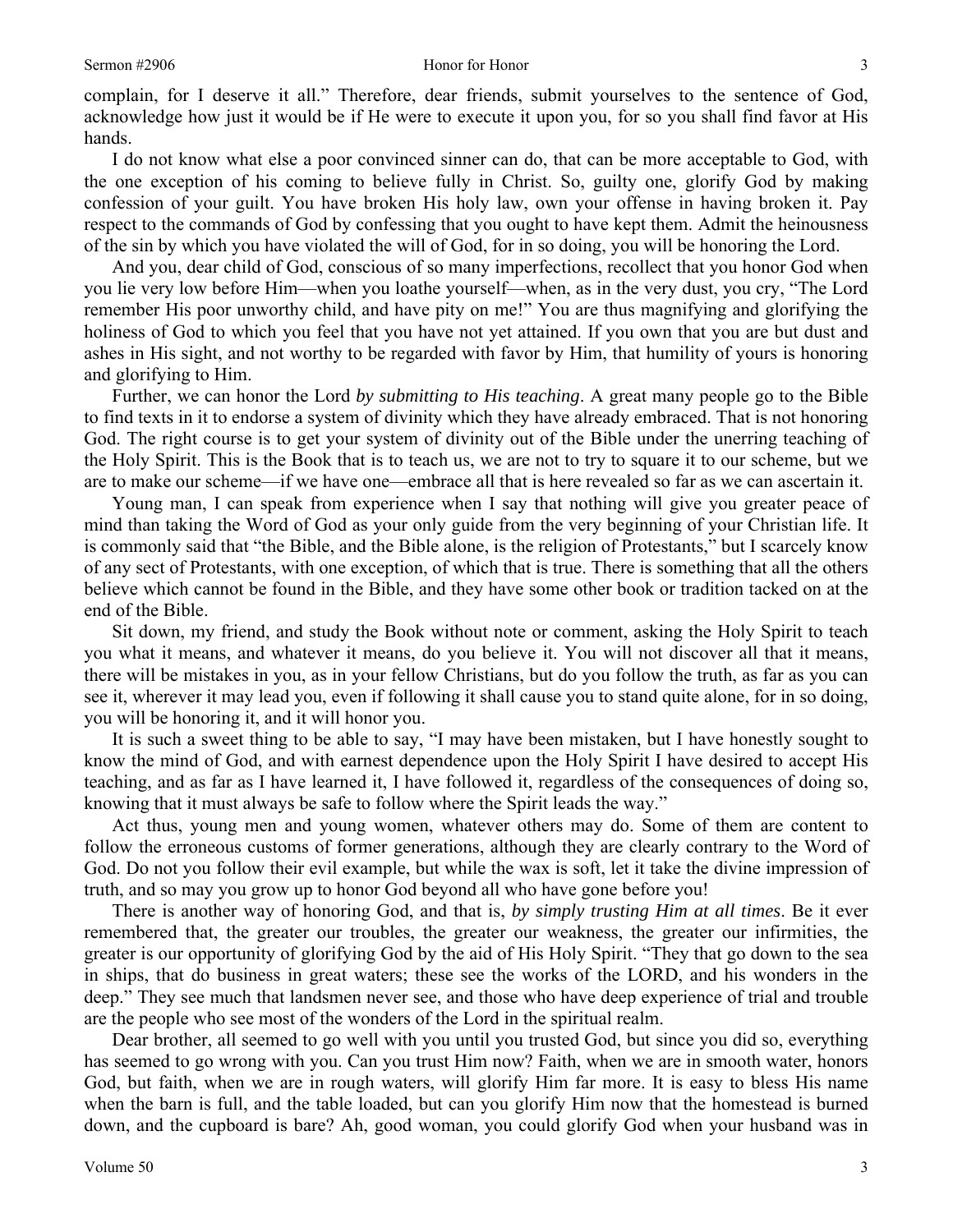complain, for I deserve it all." Therefore, dear friends, submit yourselves to the sentence of God, acknowledge how just it would be if He were to execute it upon you, for so you shall find favor at His hands.

I do not know what else a poor convinced sinner can do, that can be more acceptable to God, with the one exception of his coming to believe fully in Christ. So, guilty one, glorify God by making confession of your guilt. You have broken His holy law, own your offense in having broken it. Pay respect to the commands of God by confessing that you ought to have kept them. Admit the heinousness of the sin by which you have violated the will of God, for in so doing, you will be honoring the Lord.

And you, dear child of God, conscious of so many imperfections, recollect that you honor God when you lie very low before Him—when you loathe yourself—when, as in the very dust, you cry, "The Lord remember His poor unworthy child, and have pity on me!" You are thus magnifying and glorifying the holiness of God to which you feel that you have not yet attained. If you own that you are but dust and ashes in His sight, and not worthy to be regarded with favor by Him, that humility of yours is honoring and glorifying to Him.

Further, we can honor the Lord *by submitting to His teaching*. A great many people go to the Bible to find texts in it to endorse a system of divinity which they have already embraced. That is not honoring God. The right course is to get your system of divinity out of the Bible under the unerring teaching of the Holy Spirit. This is the Book that is to teach us, we are not to try to square it to our scheme, but we are to make our scheme—if we have one—embrace all that is here revealed so far as we can ascertain it.

Young man, I can speak from experience when I say that nothing will give you greater peace of mind than taking the Word of God as your only guide from the very beginning of your Christian life. It is commonly said that "the Bible, and the Bible alone, is the religion of Protestants," but I scarcely know of any sect of Protestants, with one exception, of which that is true. There is something that all the others believe which cannot be found in the Bible, and they have some other book or tradition tacked on at the end of the Bible.

Sit down, my friend, and study the Book without note or comment, asking the Holy Spirit to teach you what it means, and whatever it means, do you believe it. You will not discover all that it means, there will be mistakes in you, as in your fellow Christians, but do you follow the truth, as far as you can see it, wherever it may lead you, even if following it shall cause you to stand quite alone, for in so doing, you will be honoring it, and it will honor you.

It is such a sweet thing to be able to say, "I may have been mistaken, but I have honestly sought to know the mind of God, and with earnest dependence upon the Holy Spirit I have desired to accept His teaching, and as far as I have learned it, I have followed it, regardless of the consequences of doing so, knowing that it must always be safe to follow where the Spirit leads the way."

Act thus, young men and young women, whatever others may do. Some of them are content to follow the erroneous customs of former generations, although they are clearly contrary to the Word of God. Do not you follow their evil example, but while the wax is soft, let it take the divine impression of truth, and so may you grow up to honor God beyond all who have gone before you!

There is another way of honoring God, and that is, *by simply trusting Him at all times*. Be it ever remembered that, the greater our troubles, the greater our weakness, the greater our infirmities, the greater is our opportunity of glorifying God by the aid of His Holy Spirit. "They that go down to the sea in ships, that do business in great waters; these see the works of the LORD, and his wonders in the deep." They see much that landsmen never see, and those who have deep experience of trial and trouble are the people who see most of the wonders of the Lord in the spiritual realm.

Dear brother, all seemed to go well with you until you trusted God, but since you did so, everything has seemed to go wrong with you. Can you trust Him now? Faith, when we are in smooth water, honors God, but faith, when we are in rough waters, will glorify Him far more. It is easy to bless His name when the barn is full, and the table loaded, but can you glorify Him now that the homestead is burned down, and the cupboard is bare? Ah, good woman, you could glorify God when your husband was in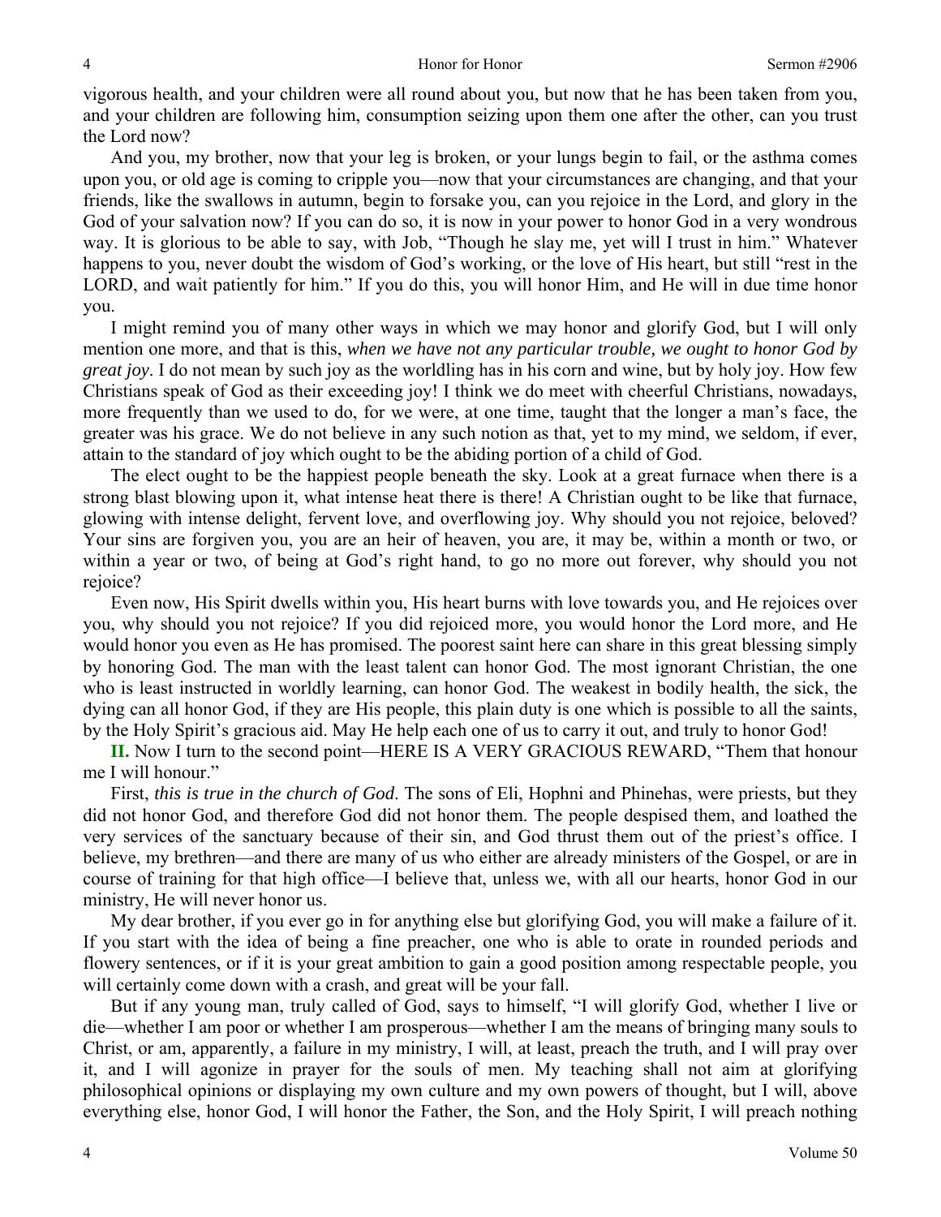vigorous health, and your children were all round about you, but now that he has been taken from you, and your children are following him, consumption seizing upon them one after the other, can you trust the Lord now?

And you, my brother, now that your leg is broken, or your lungs begin to fail, or the asthma comes upon you, or old age is coming to cripple you—now that your circumstances are changing, and that your friends, like the swallows in autumn, begin to forsake you, can you rejoice in the Lord, and glory in the God of your salvation now? If you can do so, it is now in your power to honor God in a very wondrous way. It is glorious to be able to say, with Job, "Though he slay me, yet will I trust in him." Whatever happens to you, never doubt the wisdom of God's working, or the love of His heart, but still "rest in the LORD, and wait patiently for him." If you do this, you will honor Him, and He will in due time honor you.

I might remind you of many other ways in which we may honor and glorify God, but I will only mention one more, and that is this, *when we have not any particular trouble, we ought to honor God by great joy*. I do not mean by such joy as the worldling has in his corn and wine, but by holy joy. How few Christians speak of God as their exceeding joy! I think we do meet with cheerful Christians, nowadays, more frequently than we used to do, for we were, at one time, taught that the longer a man's face, the greater was his grace. We do not believe in any such notion as that, yet to my mind, we seldom, if ever, attain to the standard of joy which ought to be the abiding portion of a child of God.

The elect ought to be the happiest people beneath the sky. Look at a great furnace when there is a strong blast blowing upon it, what intense heat there is there! A Christian ought to be like that furnace, glowing with intense delight, fervent love, and overflowing joy. Why should you not rejoice, beloved? Your sins are forgiven you, you are an heir of heaven, you are, it may be, within a month or two, or within a year or two, of being at God's right hand, to go no more out forever, why should you not rejoice?

Even now, His Spirit dwells within you, His heart burns with love towards you, and He rejoices over you, why should you not rejoice? If you did rejoiced more, you would honor the Lord more, and He would honor you even as He has promised. The poorest saint here can share in this great blessing simply by honoring God. The man with the least talent can honor God. The most ignorant Christian, the one who is least instructed in worldly learning, can honor God. The weakest in bodily health, the sick, the dying can all honor God, if they are His people, this plain duty is one which is possible to all the saints, by the Holy Spirit's gracious aid. May He help each one of us to carry it out, and truly to honor God!

**II.** Now I turn to the second point—HERE IS A VERY GRACIOUS REWARD, "Them that honour me I will honour."

First, *this is true in the church of God*. The sons of Eli, Hophni and Phinehas, were priests, but they did not honor God, and therefore God did not honor them. The people despised them, and loathed the very services of the sanctuary because of their sin, and God thrust them out of the priest's office. I believe, my brethren—and there are many of us who either are already ministers of the Gospel, or are in course of training for that high office—I believe that, unless we, with all our hearts, honor God in our ministry, He will never honor us.

My dear brother, if you ever go in for anything else but glorifying God, you will make a failure of it. If you start with the idea of being a fine preacher, one who is able to orate in rounded periods and flowery sentences, or if it is your great ambition to gain a good position among respectable people, you will certainly come down with a crash, and great will be your fall.

But if any young man, truly called of God, says to himself, "I will glorify God, whether I live or die—whether I am poor or whether I am prosperous—whether I am the means of bringing many souls to Christ, or am, apparently, a failure in my ministry, I will, at least, preach the truth, and I will pray over it, and I will agonize in prayer for the souls of men. My teaching shall not aim at glorifying philosophical opinions or displaying my own culture and my own powers of thought, but I will, above everything else, honor God, I will honor the Father, the Son, and the Holy Spirit, I will preach nothing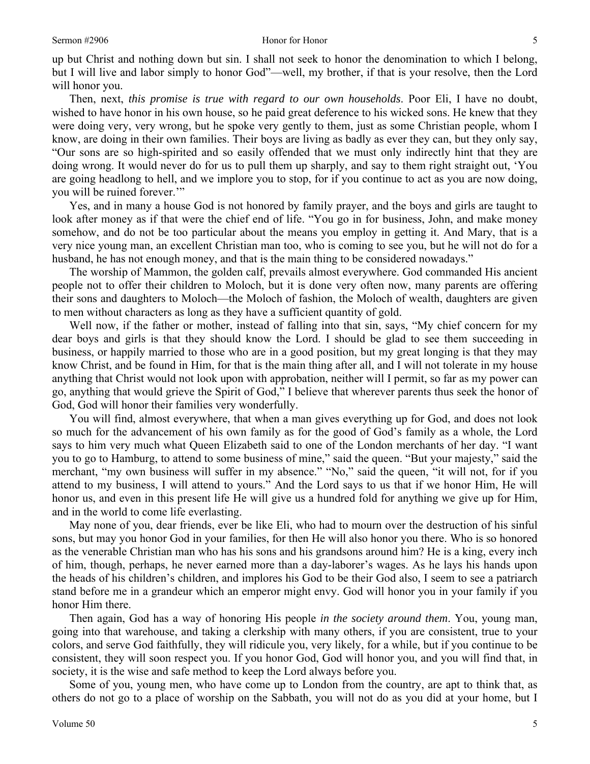up but Christ and nothing down but sin. I shall not seek to honor the denomination to which I belong, but I will live and labor simply to honor God"—well, my brother, if that is your resolve, then the Lord will honor you.

Then, next, *this promise is true with regard to our own households*. Poor Eli, I have no doubt, wished to have honor in his own house, so he paid great deference to his wicked sons. He knew that they were doing very, very wrong, but he spoke very gently to them, just as some Christian people, whom I know, are doing in their own families. Their boys are living as badly as ever they can, but they only say, "Our sons are so high-spirited and so easily offended that we must only indirectly hint that they are doing wrong. It would never do for us to pull them up sharply, and say to them right straight out, 'You are going headlong to hell, and we implore you to stop, for if you continue to act as you are now doing, you will be ruined forever.'"

Yes, and in many a house God is not honored by family prayer, and the boys and girls are taught to look after money as if that were the chief end of life. "You go in for business, John, and make money somehow, and do not be too particular about the means you employ in getting it. And Mary, that is a very nice young man, an excellent Christian man too, who is coming to see you, but he will not do for a husband, he has not enough money, and that is the main thing to be considered nowadays."

The worship of Mammon, the golden calf, prevails almost everywhere. God commanded His ancient people not to offer their children to Moloch, but it is done very often now, many parents are offering their sons and daughters to Moloch—the Moloch of fashion, the Moloch of wealth, daughters are given to men without characters as long as they have a sufficient quantity of gold.

Well now, if the father or mother, instead of falling into that sin, says, "My chief concern for my dear boys and girls is that they should know the Lord. I should be glad to see them succeeding in business, or happily married to those who are in a good position, but my great longing is that they may know Christ, and be found in Him, for that is the main thing after all, and I will not tolerate in my house anything that Christ would not look upon with approbation, neither will I permit, so far as my power can go, anything that would grieve the Spirit of God," I believe that wherever parents thus seek the honor of God, God will honor their families very wonderfully.

You will find, almost everywhere, that when a man gives everything up for God, and does not look so much for the advancement of his own family as for the good of God's family as a whole, the Lord says to him very much what Queen Elizabeth said to one of the London merchants of her day. "I want you to go to Hamburg, to attend to some business of mine," said the queen. "But your majesty," said the merchant, "my own business will suffer in my absence." "No," said the queen, "it will not, for if you attend to my business, I will attend to yours." And the Lord says to us that if we honor Him, He will honor us, and even in this present life He will give us a hundred fold for anything we give up for Him, and in the world to come life everlasting.

May none of you, dear friends, ever be like Eli, who had to mourn over the destruction of his sinful sons, but may you honor God in your families, for then He will also honor you there. Who is so honored as the venerable Christian man who has his sons and his grandsons around him? He is a king, every inch of him, though, perhaps, he never earned more than a day-laborer's wages. As he lays his hands upon the heads of his children's children, and implores his God to be their God also, I seem to see a patriarch stand before me in a grandeur which an emperor might envy. God will honor you in your family if you honor Him there.

Then again, God has a way of honoring His people *in the society around them*. You, young man, going into that warehouse, and taking a clerkship with many others, if you are consistent, true to your colors, and serve God faithfully, they will ridicule you, very likely, for a while, but if you continue to be consistent, they will soon respect you. If you honor God, God will honor you, and you will find that, in society, it is the wise and safe method to keep the Lord always before you.

Some of you, young men, who have come up to London from the country, are apt to think that, as others do not go to a place of worship on the Sabbath, you will not do as you did at your home, but I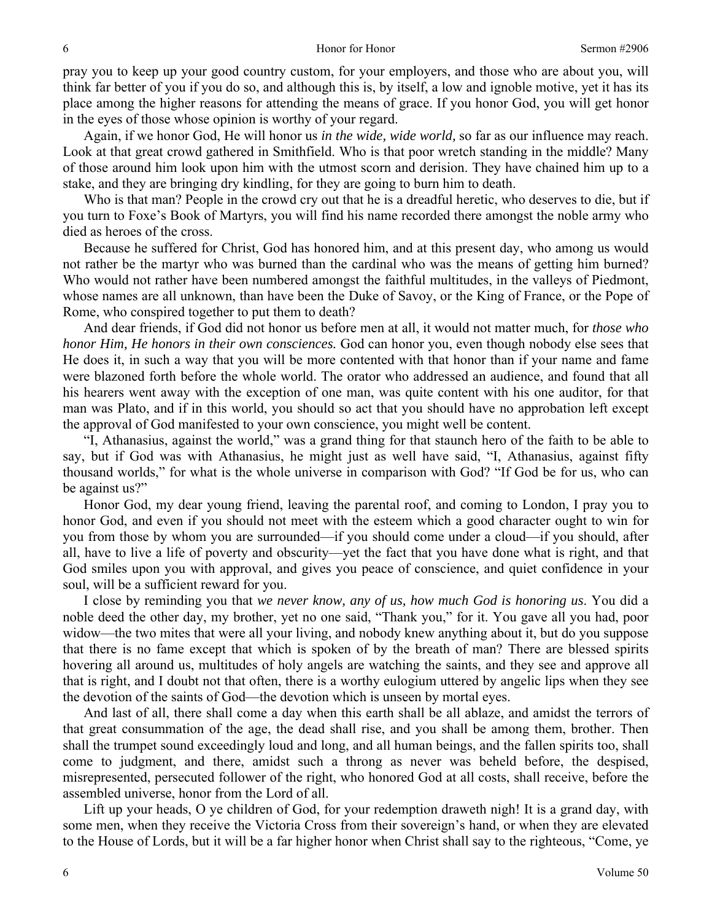pray you to keep up your good country custom, for your employers, and those who are about you, will think far better of you if you do so, and although this is, by itself, a low and ignoble motive, yet it has its place among the higher reasons for attending the means of grace. If you honor God, you will get honor in the eyes of those whose opinion is worthy of your regard.

Again, if we honor God, He will honor us *in the wide, wide world,* so far as our influence may reach. Look at that great crowd gathered in Smithfield. Who is that poor wretch standing in the middle? Many of those around him look upon him with the utmost scorn and derision. They have chained him up to a stake, and they are bringing dry kindling, for they are going to burn him to death.

Who is that man? People in the crowd cry out that he is a dreadful heretic, who deserves to die, but if you turn to Foxe's Book of Martyrs, you will find his name recorded there amongst the noble army who died as heroes of the cross.

Because he suffered for Christ, God has honored him, and at this present day, who among us would not rather be the martyr who was burned than the cardinal who was the means of getting him burned? Who would not rather have been numbered amongst the faithful multitudes, in the valleys of Piedmont, whose names are all unknown, than have been the Duke of Savoy, or the King of France, or the Pope of Rome, who conspired together to put them to death?

And dear friends, if God did not honor us before men at all, it would not matter much, for *those who honor Him, He honors in their own consciences.* God can honor you, even though nobody else sees that He does it, in such a way that you will be more contented with that honor than if your name and fame were blazoned forth before the whole world. The orator who addressed an audience, and found that all his hearers went away with the exception of one man, was quite content with his one auditor, for that man was Plato, and if in this world, you should so act that you should have no approbation left except the approval of God manifested to your own conscience, you might well be content.

"I, Athanasius, against the world," was a grand thing for that staunch hero of the faith to be able to say, but if God was with Athanasius, he might just as well have said, "I, Athanasius, against fifty thousand worlds," for what is the whole universe in comparison with God? "If God be for us, who can be against us?"

Honor God, my dear young friend, leaving the parental roof, and coming to London, I pray you to honor God, and even if you should not meet with the esteem which a good character ought to win for you from those by whom you are surrounded—if you should come under a cloud—if you should, after all, have to live a life of poverty and obscurity—yet the fact that you have done what is right, and that God smiles upon you with approval, and gives you peace of conscience, and quiet confidence in your soul, will be a sufficient reward for you.

I close by reminding you that *we never know, any of us, how much God is honoring us*. You did a noble deed the other day, my brother, yet no one said, "Thank you," for it. You gave all you had, poor widow—the two mites that were all your living, and nobody knew anything about it, but do you suppose that there is no fame except that which is spoken of by the breath of man? There are blessed spirits hovering all around us, multitudes of holy angels are watching the saints, and they see and approve all that is right, and I doubt not that often, there is a worthy eulogium uttered by angelic lips when they see the devotion of the saints of God—the devotion which is unseen by mortal eyes.

And last of all, there shall come a day when this earth shall be all ablaze, and amidst the terrors of that great consummation of the age, the dead shall rise, and you shall be among them, brother. Then shall the trumpet sound exceedingly loud and long, and all human beings, and the fallen spirits too, shall come to judgment, and there, amidst such a throng as never was beheld before, the despised, misrepresented, persecuted follower of the right, who honored God at all costs, shall receive, before the assembled universe, honor from the Lord of all.

Lift up your heads, O ye children of God, for your redemption draweth nigh! It is a grand day, with some men, when they receive the Victoria Cross from their sovereign's hand, or when they are elevated to the House of Lords, but it will be a far higher honor when Christ shall say to the righteous, "Come, ye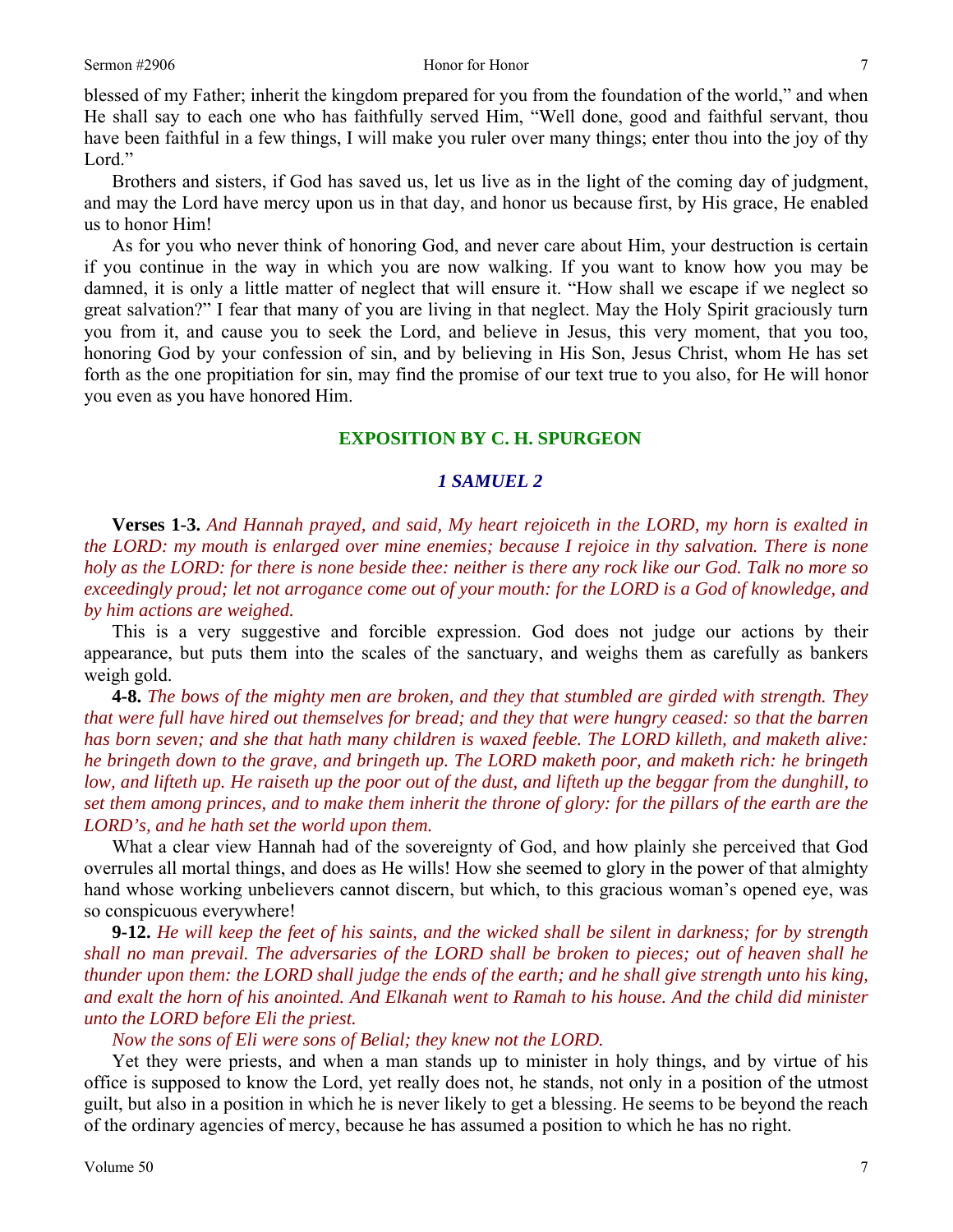blessed of my Father; inherit the kingdom prepared for you from the foundation of the world," and when He shall say to each one who has faithfully served Him, "Well done, good and faithful servant, thou have been faithful in a few things, I will make you ruler over many things; enter thou into the joy of thy Lord."

Brothers and sisters, if God has saved us, let us live as in the light of the coming day of judgment, and may the Lord have mercy upon us in that day, and honor us because first, by His grace, He enabled us to honor Him!

As for you who never think of honoring God, and never care about Him, your destruction is certain if you continue in the way in which you are now walking. If you want to know how you may be damned, it is only a little matter of neglect that will ensure it. "How shall we escape if we neglect so great salvation?" I fear that many of you are living in that neglect. May the Holy Spirit graciously turn you from it, and cause you to seek the Lord, and believe in Jesus, this very moment, that you too, honoring God by your confession of sin, and by believing in His Son, Jesus Christ, whom He has set forth as the one propitiation for sin, may find the promise of our text true to you also, for He will honor you even as you have honored Him.

## EXPOSITION BY C. H. SPURGEON

### *1 SAMUEL 2*

**Verses 1-3.** *And Hannah prayed, and said, My heart rejoiceth in the LORD, my horn is exalted in the LORD: my mouth is enlarged over mine enemies; because I rejoice in thy salvation. There is none holy as the LORD: for there is none beside thee: neither is there any rock like our God. Talk no more so exceedingly proud; let not arrogance come out of your mouth: for the LORD is a God of knowledge, and by him actions are weighed.*

This is a very suggestive and forcible expression. God does not judge our actions by their appearance, but puts them into the scales of the sanctuary, and weighs them as carefully as bankers weigh gold.

**4-8.** *The bows of the mighty men are broken, and they that stumbled are girded with strength. They that were full have hired out themselves for bread; and they that were hungry ceased: so that the barren has born seven; and she that hath many children is waxed feeble. The LORD killeth, and maketh alive: he bringeth down to the grave, and bringeth up. The LORD maketh poor, and maketh rich: he bringeth low, and lifteth up. He raiseth up the poor out of the dust, and lifteth up the beggar from the dunghill, to set them among princes, and to make them inherit the throne of glory: for the pillars of the earth are the LORD's, and he hath set the world upon them.*

What a clear view Hannah had of the sovereignty of God, and how plainly she perceived that God overrules all mortal things, and does as He wills! How she seemed to glory in the power of that almighty hand whose working unbelievers cannot discern, but which, to this gracious woman's opened eye, was so conspicuous everywhere!

**9-12.** *He will keep the feet of his saints, and the wicked shall be silent in darkness; for by strength shall no man prevail. The adversaries of the LORD shall be broken to pieces; out of heaven shall he thunder upon them: the LORD shall judge the ends of the earth; and he shall give strength unto his king, and exalt the horn of his anointed. And Elkanah went to Ramah to his house. And the child did minister unto the LORD before Eli the priest.*

*Now the sons of Eli were sons of Belial; they knew not the LORD.*

Yet they were priests, and when a man stands up to minister in holy things, and by virtue of his office is supposed to know the Lord, yet really does not, he stands, not only in a position of the utmost guilt, but also in a position in which he is never likely to get a blessing. He seems to be beyond the reach of the ordinary agencies of mercy, because he has assumed a position to which he has no right.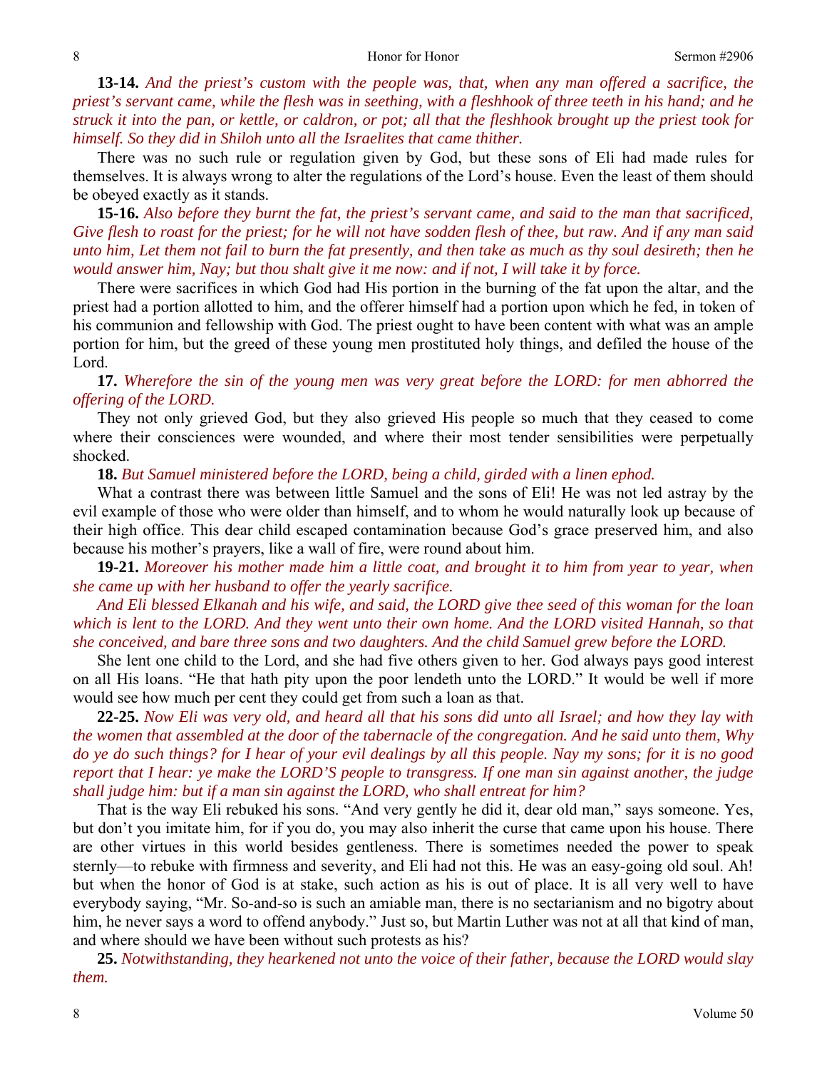**13-14.** *And the priest's custom with the people was, that, when any man offered a sacrifice, the priest's servant came, while the flesh was in seething, with a fleshhook of three teeth in his hand; and he struck it into the pan, or kettle, or caldron, or pot; all that the fleshhook brought up the priest took for himself. So they did in Shiloh unto all the Israelites that came thither.*

There was no such rule or regulation given by God, but these sons of Eli had made rules for themselves. It is always wrong to alter the regulations of the Lord's house. Even the least of them should be obeyed exactly as it stands.

**15-16.** *Also before they burnt the fat, the priest's servant came, and said to the man that sacrificed, Give flesh to roast for the priest; for he will not have sodden flesh of thee, but raw. And if any man said unto him, Let them not fail to burn the fat presently, and then take as much as thy soul desireth; then he would answer him, Nay; but thou shalt give it me now: and if not, I will take it by force.*

There were sacrifices in which God had His portion in the burning of the fat upon the altar, and the priest had a portion allotted to him, and the offerer himself had a portion upon which he fed, in token of his communion and fellowship with God. The priest ought to have been content with what was an ample portion for him, but the greed of these young men prostituted holy things, and defiled the house of the Lord.

**17.** *Wherefore the sin of the young men was very great before the LORD: for men abhorred the offering of the LORD.*

They not only grieved God, but they also grieved His people so much that they ceased to come where their consciences were wounded, and where their most tender sensibilities were perpetually shocked.

**18.** *But Samuel ministered before the LORD, being a child, girded with a linen ephod.*

What a contrast there was between little Samuel and the sons of Eli! He was not led astray by the evil example of those who were older than himself, and to whom he would naturally look up because of their high office. This dear child escaped contamination because God's grace preserved him, and also because his mother's prayers, like a wall of fire, were round about him.

**19-21.** *Moreover his mother made him a little coat, and brought it to him from year to year, when she came up with her husband to offer the yearly sacrifice.*

*And Eli blessed Elkanah and his wife, and said, the LORD give thee seed of this woman for the loan which is lent to the LORD. And they went unto their own home. And the LORD visited Hannah, so that she conceived, and bare three sons and two daughters. And the child Samuel grew before the LORD.*

She lent one child to the Lord, and she had five others given to her. God always pays good interest on all His loans. "He that hath pity upon the poor lendeth unto the LORD." It would be well if more would see how much per cent they could get from such a loan as that.

**22-25.** *Now Eli was very old, and heard all that his sons did unto all Israel; and how they lay with the women that assembled at the door of the tabernacle of the congregation. And he said unto them, Why do ye do such things? for I hear of your evil dealings by all this people. Nay my sons; for it is no good report that I hear: ye make the LORD'S people to transgress. If one man sin against another, the judge shall judge him: but if a man sin against the LORD, who shall entreat for him?*

That is the way Eli rebuked his sons. "And very gently he did it, dear old man," says someone. Yes, but don't you imitate him, for if you do, you may also inherit the curse that came upon his house. There are other virtues in this world besides gentleness. There is sometimes needed the power to speak sternly—to rebuke with firmness and severity, and Eli had not this. He was an easy-going old soul. Ah! but when the honor of God is at stake, such action as his is out of place. It is all very well to have everybody saying, "Mr. So-and-so is such an amiable man, there is no sectarianism and no bigotry about him, he never says a word to offend anybody." Just so, but Martin Luther was not at all that kind of man, and where should we have been without such protests as his?

**25.** *Notwithstanding, they hearkened not unto the voice of their father, because the LORD would slay them.*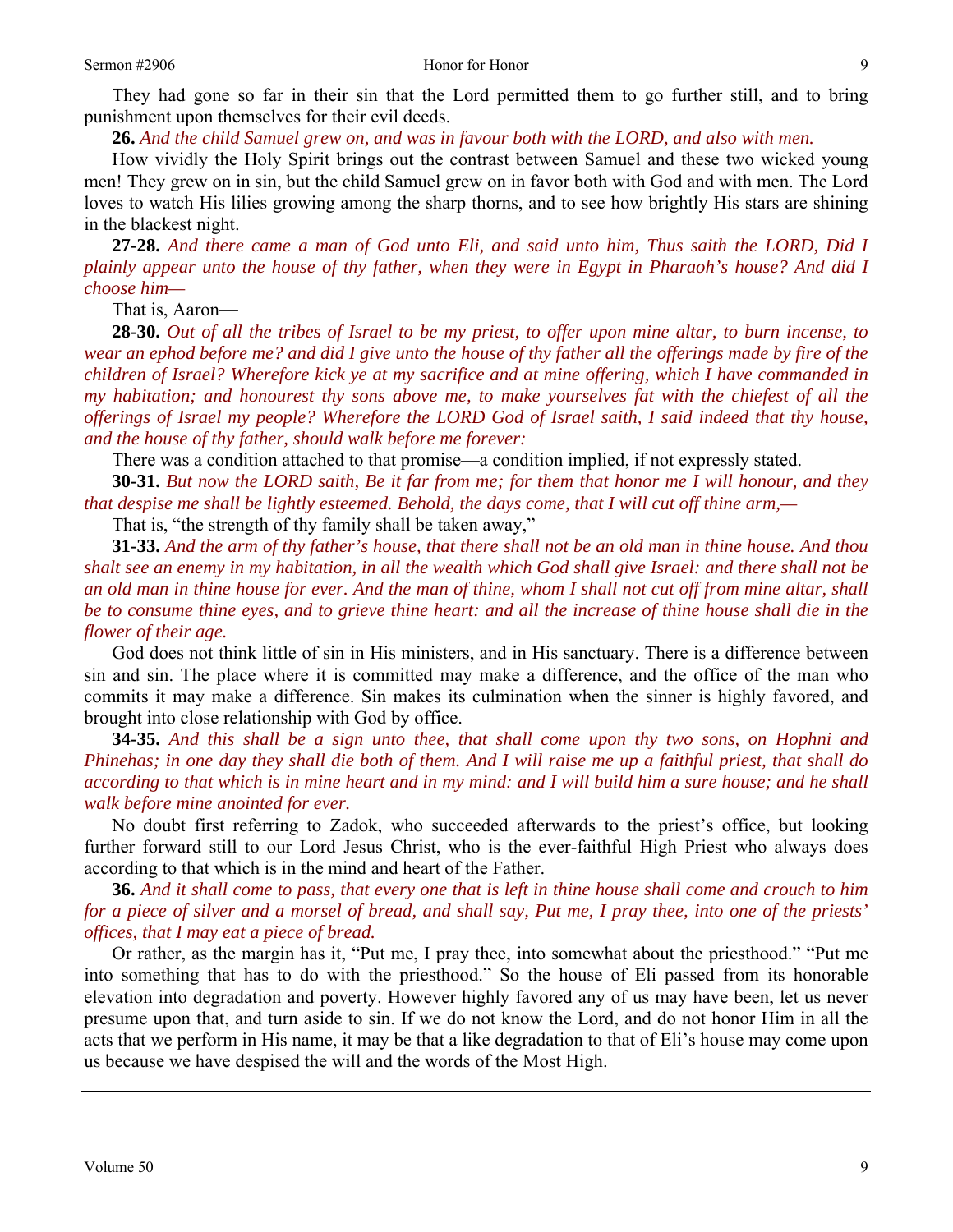They had gone so far in their sin that the Lord permitted them to go further still, and to bring punishment upon themselves for their evil deeds.

**26.** *And the child Samuel grew on, and was in favour both with the LORD, and also with men.*

How vividly the Holy Spirit brings out the contrast between Samuel and these two wicked young men! They grew on in sin, but the child Samuel grew on in favor both with God and with men. The Lord loves to watch His lilies growing among the sharp thorns, and to see how brightly His stars are shining in the blackest night.

**27-28.** *And there came a man of God unto Eli, and said unto him, Thus saith the LORD, Did I plainly appear unto the house of thy father, when they were in Egypt in Pharaoh's house? And did I choose him—*

That is, Aaron—

**28-30.** *Out of all the tribes of Israel to be my priest, to offer upon mine altar, to burn incense, to wear an ephod before me? and did I give unto the house of thy father all the offerings made by fire of the children of Israel? Wherefore kick ye at my sacrifice and at mine offering, which I have commanded in my habitation; and honourest thy sons above me, to make yourselves fat with the chiefest of all the offerings of Israel my people? Wherefore the LORD God of Israel saith, I said indeed that thy house, and the house of thy father, should walk before me forever:*

There was a condition attached to that promise—a condition implied, if not expressly stated.

**30-31.** *But now the LORD saith, Be it far from me; for them that honor me I will honour, and they that despise me shall be lightly esteemed. Behold, the days come, that I will cut off thine arm,—*

That is, "the strength of thy family shall be taken away,"—

**31-33.** *And the arm of thy father's house, that there shall not be an old man in thine house. And thou shalt see an enemy in my habitation, in all the wealth which God shall give Israel: and there shall not be an old man in thine house for ever. And the man of thine, whom I shall not cut off from mine altar, shall be to consume thine eyes, and to grieve thine heart: and all the increase of thine house shall die in the flower of their age.*

God does not think little of sin in His ministers, and in His sanctuary. There is a difference between sin and sin. The place where it is committed may make a difference, and the office of the man who commits it may make a difference. Sin makes its culmination when the sinner is highly favored, and brought into close relationship with God by office.

**34-35.** *And this shall be a sign unto thee, that shall come upon thy two sons, on Hophni and Phinehas; in one day they shall die both of them. And I will raise me up a faithful priest, that shall do according to that which is in mine heart and in my mind: and I will build him a sure house; and he shall walk before mine anointed for ever.*

No doubt first referring to Zadok, who succeeded afterwards to the priest's office, but looking further forward still to our Lord Jesus Christ, who is the ever-faithful High Priest who always does according to that which is in the mind and heart of the Father.

**36.** *And it shall come to pass, that every one that is left in thine house shall come and crouch to him for a piece of silver and a morsel of bread, and shall say, Put me, I pray thee, into one of the priests' offices, that I may eat a piece of bread.*

Or rather, as the margin has it, "Put me, I pray thee, into somewhat about the priesthood." "Put me into something that has to do with the priesthood." So the house of Eli passed from its honorable elevation into degradation and poverty. However highly favored any of us may have been, let us never presume upon that, and turn aside to sin. If we do not know the Lord, and do not honor Him in all the acts that we perform in His name, it may be that a like degradation to that of Eli's house may come upon us because we have despised the will and the words of the Most High.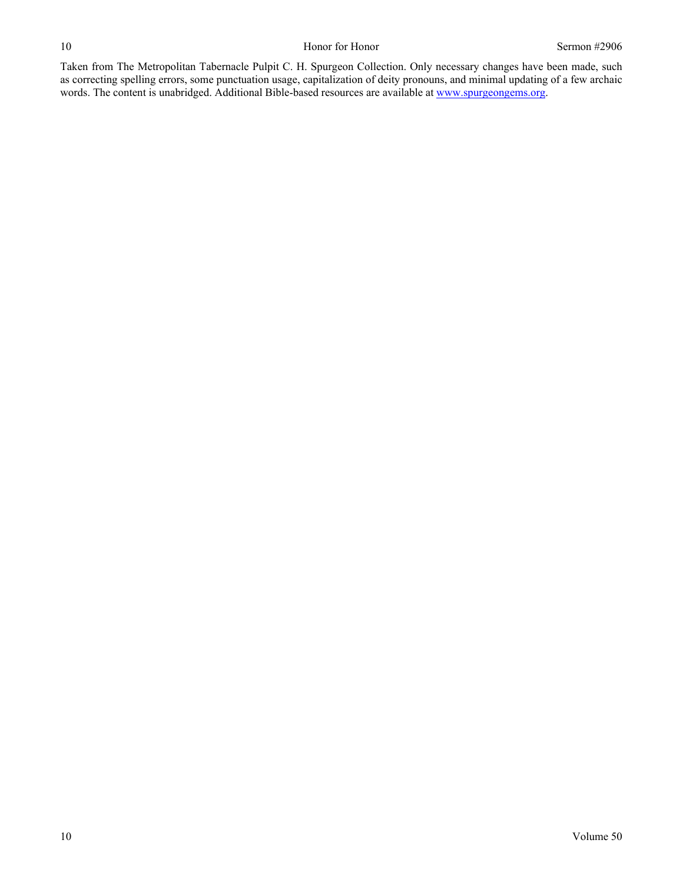Taken from The Metropolitan Tabernacle Pulpit C. H. Spurgeon Collection. Only necessary changes have been made, such as correcting spelling errors, some punctuation usage, capitalization of deity pronouns, and minimal updating of a few archaic words. The content is unabridged. Additional Bible-based resources are available at www.spurgeongems.org.